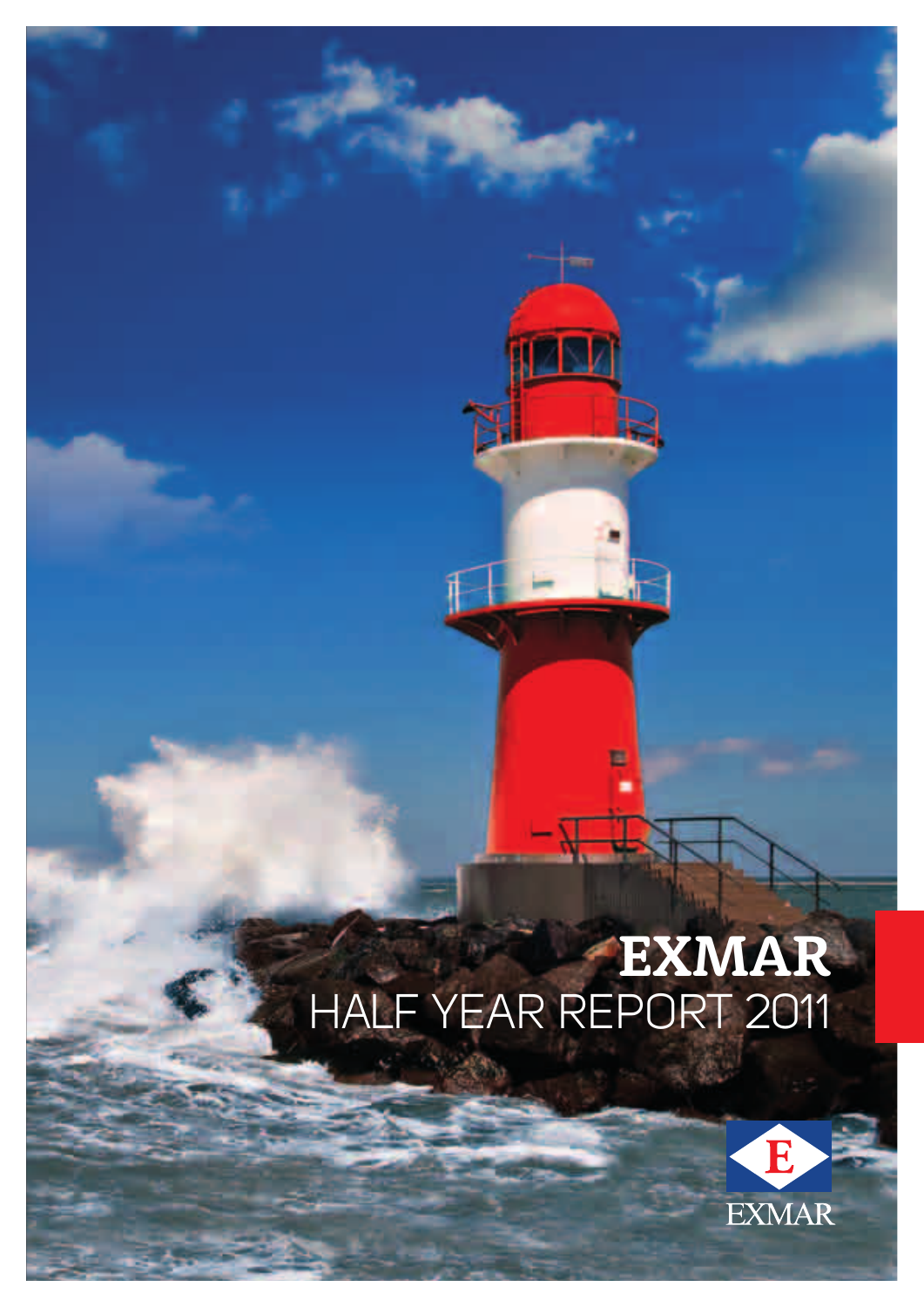# EXMAR

HALF YEAR REPORT 2011

EXMAR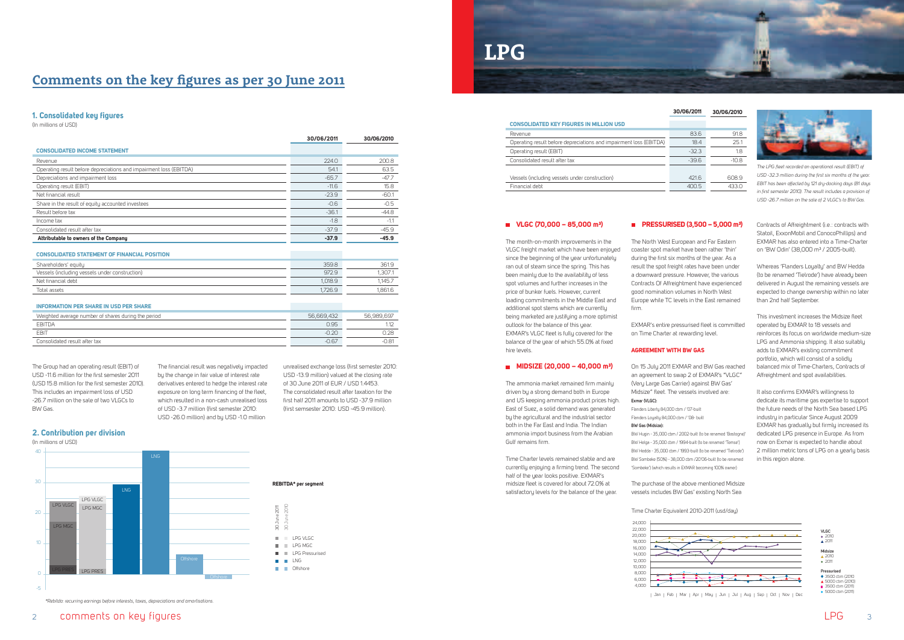# Comments on the key figures as per 30 June 2011

## 1. Consolidated key figures

(In millions of USD)

| | 30/06/2011 | 30/06/2010 |
|---|---|---|
| **CONSOLIDATED INCOME STATEMENT** | | |
| Revenue | 224.0 | 200.8 |
| Operating result before depreciations and impairment loss (EBITDA) | 54.1 | 63.5 |
| Depreciations and impairment loss | -65.7 | -47.7 |
| Operating result (EBIT) | -11.6 | 15.8 |
| Net financial result | -23.9 | -60.1 |
| Share in the result of equity accounted investees | -0.6 | -0.5 |
| Result before tax | -36.1 | -44.8 |
| Income tax | -1.8 | -1.1 |
| Consolidated result after tax | -37.9 | -45.9 |
| **Attributable to owners of the Company** | **-37.9** | **-45.9** |
| **CONSOLIDATED STATEMENT OF FINANCIAL POSITION** | | |
| Shareholders' equity | 359.8 | 361.9 |
| Vessels (including vessels under construction) | 972.9 | 1,307.1 |
| Net financial debt | 1,018.9 | 1,145.7 |
| Total assets | 1,726.9 | 1,861.6 |
| **INFORMATION PER SHARE IN USD PER SHARE** | | |
| Weighted average number of shares during the period | 56,669,432 | 56,989,697 |
| EBITDA | 0.95 | 1.12 |
| EBIT | -0.20 | 0.28 |
| Consolidated result after tax | -0.67 | -0.81 |

The Group had an operating result (EBIT) of USD -11.6 million for the first semester 2011 (USD 15.8 million for the first semester 2010). This includes an impairment loss of USD -26.7 million on the sale of two VLGCs to BW Gas.

The financial result was negatively impacted by the change in fair value of interest rate derivatives entered to hedge the interest rate exposure on long term financing of the fleet, which resulted in a non-cash unrealised loss of USD -3.7 million (first semester 2010: USD -26.0 million) and by USD -1.0 million unrealised exchange loss (first semester 2010: USD -13.9 million) valued at the closing rate of 30 June 2011 of EUR / USD 1.4453. The consolidated result after taxation for the first half 2011 amounts to USD -37.9 million (first semester 2010: USD -45.9 million).

## 2. Contribution per division

(In millions of USD)

40
30
20
10
0
-5

LPG VLGC
LPG MGC
LPG PRES
LNG
Offshore

**REBITDA* per segment**

30 June 2011
30 June 2010

LPG VLGC
LPG MGC
LPG Pressurised
LNG
Offshore

*Rebitda: recurring earnings before interests, taxes, depreciations and amortisations.

# LPG

| | 30/06/2011 | 30/06/2010 |
|---|---|---|
| **CONSOLIDATED KEY FIGURES IN MILLION USD** | | |
| Revenue | 83.6 | 91.8 |
| Operating result before depreciations and impairment loss (EBITDA) | 18.4 | 25.1 |
| Operating result (EBIT) | -32.3 | 1.8 |
| Consolidated result after tax | -39.6 | -10.8 |
| Vessels (including vessels under construction) | 421.6 | 608.9 |
| Financial debt | 400.5 | 433.0 |

*The LPG fleet recorded an operational result (EBIT) of USD -32.3 million during the first six months of the year. EBIT has been affected by 121 dry-docking days (81 days in first semester 2010). The result includes a provision of USD -26.7 million on the sale of 2 VLGC's to BW Gas.*

### VLGC (70,000 – 85,000 m³)

The month-on-month improvements in the VLGC freight market which have been enjoyed since the beginning of the year unfortunately ran out of steam since the spring. This has been mainly due to the availability of less spot volumes and further increases in the price of bunker fuels. However, current loading commitments in the Middle East and additional spot stems which are currently being marketed are justifying a more optimist outlook for the balance of this year. EXMAR's VLGC fleet is fully covered for the balance of the year of which 55.0% at fixed hire levels.

### MIDSIZE (20,000 – 40,000 m³)

The ammonia market remained firm mainly driven by a strong demand both in Europe and US keeping ammonia product prices high. East of Suez, a solid demand was generated by the agricultural and the industrial sector both in the Far East and India. The Indian ammonia import business from the Arabian Gulf remains firm.

Time Charter levels remained stable and are currently enjoying a firming trend. The second half of the year looks positive. EXMAR's midsize fleet is covered for about 72.0% at satisfactory levels for the balance of the year.

### PRESSURISED (3,500 – 5,000 m³)

The North West European and Far Eastern coaster spot market have been rather 'thin' during the first six months of the year. As a result the spot freight rates have been under a downward pressure. However, the various Contracts Of Affreightment have experienced good nomination volumes in North West Europe while TC levels in the East remained firm.

EXMAR's entire pressurised fleet is committed on Time Charter at rewarding level.

### AGREEMENT WITH BW GAS

On 15 July 2011 EXMAR and BW Gas reached an agreement to swap 2 of EXMAR's "VLGC" (Very Large Gas Carrier) against BW Gas' Midsize" fleet. The vessels involved are:

**Exmar (VLGC):**

Flanders Liberty 84,000 cbm / '07-built

Flanders Loyalty 84,000 cbm / '08- built

**BW Gas (Midsize):**

BW Hugin - 35,000 cbm / 2002-built (to be renamed 'Bastogne')

BW Helga - 35,000 cbm / 1994-built (to be renamed 'Temse')

BW Hedda - 35,000 cbm / 1993-built (to be renamed 'Tielrode')

BW Sombeke (50%) - 38,000 cbm /20'06-built (to be renamed 'Sombeke') (which results in EXMAR becoming 100% owner)

The purchase of the above mentioned Midsize vessels includes BW Gas' existing North Sea Contracts of Affreightment (i.e.: contracts with Statoil, ExxonMobil and ConocoPhillips) and EXMAR has also entered into a Time-Charter on 'BW Odin' (38,000 m³ / 2005-built).

Whereas 'Flanders Loyalty' and BW Hedda (to be renamed 'Tielrode') have already been delivered in August the remaining vessels are expected to change ownership within no later than 2nd half September.

This investment increases the Midsize fleet operated by EXMAR to 18 vessels and reinforces its focus on worldwide medium-size LPG and Ammonia shipping. It also suitably adds to EXMAR's existing commitment portfolio, which will consist of a solidly balanced mix of Time-Charters, Contracts of Affreightment and spot availabilities.

It also confirms EXMAR's willingness to dedicate its maritime gas expertise to support the future needs of the North Sea based LPG industry in particular Since August 2009 EXMAR has gradually but firmly increased its dedicated LPG presence in Europe. As from now on Exmar is expected to handle about 2 million metric tons of LPG on a yearly basis in this region alone.

Time Charter Equivalent 2010-2011 (usd/day)

24,000
22,000
20,000
18,000
16,000
14,000
12,000
10,000
8,000
6,000
4,000

Jan | Feb | Mar | Apr | May | Jun | Jul | Aug | Sep | Oct | Nov | Dec

VLGC
2010
2011

Midsize
2010
2011

Pressurised
3500 cbm (2010)
5000 cbm (2010)
3500 cbm (2011)
5000 cbm (2011)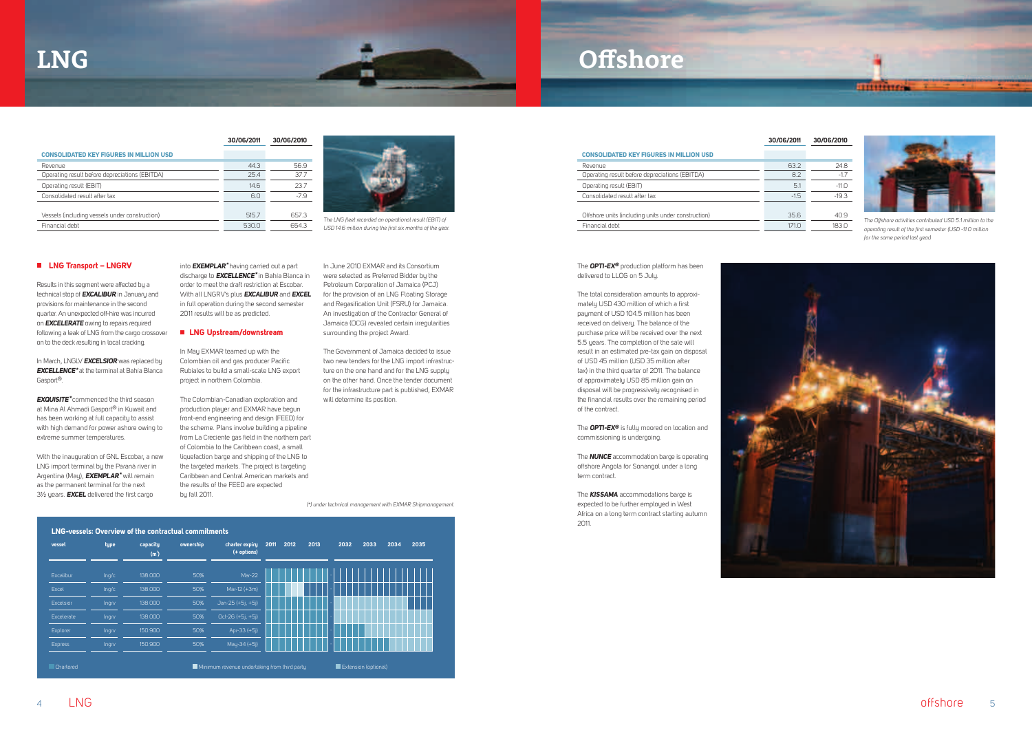# LNG

| | 30/06/2011 | 30/06/2010 |
|---|---|---|
| **CONSOLIDATED KEY FIGURES IN MILLION USD** | | |
| Revenue | 44.3 | 56.9 |
| Operating result before depreciations (EBITDA) | 25.4 | 37.7 |
| Operating result (EBIT) | 14.6 | 23.7 |
| Consolidated result after tax | 6.0 | -7.9 |
| Vessels (including vessels under construction) | 515.7 | 657.3 |
| Financial debt | 530.0 | 654.3 |

*The LNG fleet recorded an operational result (EBIT) of USD 14.6 million during the first six months of the year.*

## LNG Transport – LNGRV

Results in this segment were affected by a technical stop of ***EXCALIBUR*** in January and provisions for maintenance in the second quarter. An unexpected off-hire was incurred on ***EXCELERATE*** owing to repairs required following a leak of LNG from the cargo crossover on to the deck resulting in local cracking.

In March, LNGLV ***EXCELSIOR*** was replaced by ***EXCELLENCE****\** at the terminal at Bahia Blanca Gasport®.

***EXQUISITE****\** commenced the third season at Mina Al Ahmadi Gasport® in Kuwait and has been working at full capacity to assist with high demand for power ashore owing to extreme summer temperatures.

With the inauguration of GNL Escobar, a new LNG import terminal by the Paraná river in Argentina (May), ***EXEMPLAR****\** will remain as the permanent terminal for the next 3½ years. ***EXCEL*** delivered the first cargo into ***EXEMPLAR****\** having carried out a part discharge to ***EXCELLENCE****\** in Bahia Blanca in order to meet the draft restriction at Escobar. With all LNGRV's plus ***EXCALIBUR*** and ***EXCEL*** in full operation during the second semester 2011 results will be as predicted.

## LNG Upstream/downstream

In May EXMAR teamed up with the Colombian oil and gas producer Pacific Rubiales to build a small-scale LNG export project in northern Colombia.

The Colombian-Canadian exploration and production player and EXMAR have begun front-end engineering and design (FEED) for the scheme. Plans involve building a pipeline from La Creciente gas field in the northern part of Colombia to the Caribbean coast, a small liquefaction barge and shipping of the LNG to the targeted markets. The project is targeting Caribbean and Central American markets and the results of the FEED are expected by fall 2011.

In June 2010 EXMAR and its Consortium were selected as Preferred Bidder by the Petroleum Corporation of Jamaica (PCJ) for the provision of an LNG Floating Storage and Regasification Unit (FSRU) for Jamaica. An investigation of the Contractor General of Jamaica (OCG) revealed certain irregularities surrounding the project Award.

The Government of Jamaica decided to issue two new tenders for the LNG import infrastructure on the one hand and for the LNG supply on the other hand. Once the tender document for the infrastructure part is published, EXMAR will determine its position.

*(\*) under technical management with EXMAR Shipmanagement.*

### LNG-vessels: Overview of the contractual commitments

| vessel | type | capacity (m³) | ownership | charter expiry (+ options) |
|---|---|---|---|---|
| Excalibur | lng/c | 138.000 | 50% | Mar-22 |
| Excel | lng/c | 138.000 | 50% | Mar-12 (+3m) |
| Excelsior | lngrv | 138.000 | 50% | Jan-25 (+5j, +5j) |
| Excelerate | lngrv | 138.000 | 50% | Oct-26 (+5j, +5j) |
| Explorer | lngrv | 150.900 | 50% | Apr-33 (+5j) |
| Express | lngrv | 150.900 | 50% | May-34 (+5j) |

2011 2012 2013 2032 2033 2034 2035

Chartered
Minimum revenue undertaking from third party
Extension (optional)

# Offshore

| | 30/06/2011 | 30/06/2010 |
|---|---|---|
| **CONSOLIDATED KEY FIGURES IN MILLION USD** | | |
| Revenue | 63.2 | 24.8 |
| Operating result before depreciations (EBITDA) | 8.2 | -1.7 |
| Operating result (EBIT) | 5.1 | -11.0 |
| Consolidated result after tax | -1.5 | -19.3 |
| Offshore units (including units under construction) | 35.6 | 40.9 |
| Financial debt | 171.0 | 183.0 |

*The Offshore activities contributed USD 5.1 million to the operating result of the first semester (USD -11.0 million for the same period last year)*

The ***OPTI-EX®*** production platform has been delivered to LLOG on 5 July.

The total consideration amounts to approximately USD 430 million of which a first payment of USD 104.5 million has been received on delivery. The balance of the purchase price will be received over the next 5.5 years. The completion of the sale will result in an estimated pre-tax gain on disposal of USD 45 million (USD 35 million after tax) in the third quarter of 2011. The balance of approximately USD 85 million gain on disposal will be progressively recognised in the financial results over the remaining period of the contract.

The ***OPTI-EX®*** is fully moored on location and commissioning is undergoing.

The ***NUNCE*** accommodation barge is operating offshore Angola for Sonangol under a long term contract.

The ***KISSAMA*** accommodations barge is expected to be further employed in West Africa on a long term contract starting autumn 2011.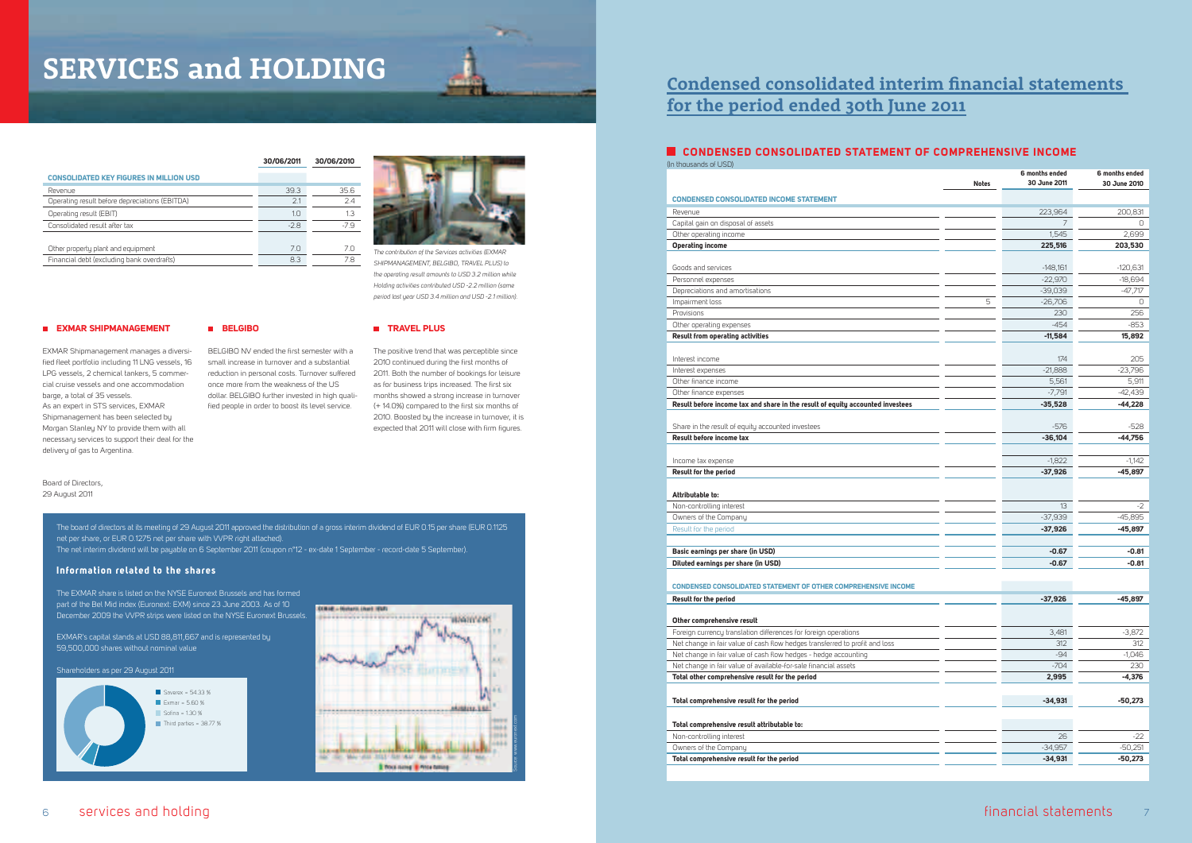# SERVICES and HOLDING

| | 30/06/2011 | 30/06/2010 |
|---|---|---|
| **CONSOLIDATED KEY FIGURES IN MILLION USD** | | |
| Revenue | 39.3 | 35.6 |
| Operating result before depreciations (EBITDA) | 2.1 | 2.4 |
| Operating result (EBIT) | 1.0 | 1.3 |
| Consolidated result after tax | -2.8 | -7.9 |
| | | |
| Other property plant and equipment | 7.0 | 7.0 |
| Financial debt (excluding bank overdrafts) | 8.3 | 7.8 |

*The contribution of the Services activities (EXMAR SHIPMANAGEMENT, BELGIBO, TRAVEL PLUS) to the operating result amounts to USD 3.2 million while Holding activities contributed USD -2.2 million (same period last year USD 3.4 million and USD -2.1 million).*

### EXMAR SHIPMANAGEMENT

EXMAR Shipmanagement manages a diversified fleet portfolio including 11 LNG vessels, 16 LPG vessels, 2 chemical tankers, 5 commercial cruise vessels and one accommodation barge, a total of 35 vessels.
As an expert in STS services, EXMAR Shipmanagement has been selected by Morgan Stanley NY to provide them with all necessary services to support their deal for the delivery of gas to Argentina.

### BELGIBO

BELGIBO NV ended the first semester with a small increase in turnover and a substantial reduction in personal costs. Turnover suffered once more from the weakness of the US dollar. BELGIBO further invested in high qualified people in order to boost its level service.

### TRAVEL PLUS

The positive trend that was perceptible since 2010 continued during the first months of 2011. Both the number of bookings for leisure as for business trips increased. The first six months showed a strong increase in turnover (+ 14.0%) compared to the first six months of 2010. Boosted by the increase in turnover, it is expected that 2011 will close with firm figures.

Board of Directors,
29 August 2011

The board of directors at its meeting of 29 August 2011 approved the distribution of a gross interim dividend of EUR 0.15 per share (EUR 0.1125 net per share, or EUR 0.1275 net per share with VVPR right attached).
The net interim dividend will be payable on 6 September 2011 (coupon n°12 - ex-date 1 September - record-date 5 September).

### Information related to the shares

The EXMAR share is listed on the NYSE Euronext Brussels and has formed part of the Bel Mid index (Euronext: EXM) since 23 June 2003. As of 10 December 2009 the VVPR strips were listed on the NYSE Euronext Brussels.

EXMAR's capital stands at USD 88,811,667 and is represented by 59,500,000 shares without nominal value

Shareholders as per 29 August 2011

Saverex = 54.33 %
Exmar = 5.60 %
Sofina = 1.30 %
Third parties = 38.77 %

Source: www.euronext.com

# Condensed consolidated interim financial statements for the period ended 30th June 2011

## CONDENSED CONSOLIDATED STATEMENT OF COMPREHENSIVE INCOME

(In thousands of USD)

| | Notes | 6 months ended 30 June 2011 | 6 months ended 30 June 2010 |
|---|---|---|---|
| **CONDENSED CONSOLIDATED INCOME STATEMENT** | | | |
| Revenue | | 223,964 | 200,831 |
| Capital gain on disposal of assets | | 7 | 0 |
| Other operating income | | 1,545 | 2,699 |
| **Operating income** | | **225,516** | **203,530** |
| | | | |
| Goods and services | | -148,161 | -120,631 |
| Personnel expenses | | -22,970 | -18,694 |
| Depreciations and amortisations | | -39,039 | -47,717 |
| Impairment loss | 5 | -26,706 | 0 |
| Provisions | | 230 | 256 |
| Other operating expenses | | -454 | -853 |
| **Result from operating activities** | | **-11,584** | **15,892** |
| | | | |
| Interest income | | 174 | 205 |
| Interest expenses | | -21,888 | -23,796 |
| Other finance income | | 5,561 | 5,911 |
| Other finance expenses | | -7,791 | -42,439 |
| **Result before income tax and share in the result of equity accounted investees** | | **-35,528** | **-44,228** |
| | | | |
| Share in the result of equity accounted investees | | -576 | -528 |
| **Result before income tax** | | **-36,104** | **-44,756** |
| | | | |
| Income tax expense | | -1,822 | -1,142 |
| **Result for the period** | | **-37,926** | **-45,897** |
| | | | |
| **Attributable to:** | | | |
| Non-controlling interest | | 13 | -2 |
| Owners of the Company | | -37,939 | -45,895 |
| Result for the period | | **-37,926** | **-45,897** |
| | | | |
| **Basic earnings per share (in USD)** | | **-0.67** | **-0.81** |
| **Diluted earnings per share (in USD)** | | **-0.67** | **-0.81** |
| | | | |
| **CONDENSED CONSOLIDATED STATEMENT OF OTHER COMPREHENSIVE INCOME** | | | |
| **Result for the period** | | **-37,926** | **-45,897** |
| | | | |
| **Other comprehensive result** | | | |
| Foreign currency translation differences for foreign operations | | 3,481 | -3,872 |
| Net change in fair value of cash flow hedges transferred to profit and loss | | 312 | 312 |
| Net change in fair value of cash flow hedges - hedge accounting | | -94 | -1,046 |
| Net change in fair value of available-for-sale financial assets | | -704 | 230 |
| **Total other comprehensive result for the period** | | **2,995** | **-4,376** |
| | | | |
| **Total comprehensive result for the period** | | **-34,931** | **-50,273** |
| | | | |
| **Total comprehensive result attributable to:** | | | |
| Non-controlling interest | | 26 | -22 |
| Owners of the Company | | -34,957 | -50,251 |
| **Total comprehensive result for the period** | | **-34,931** | **-50,273** |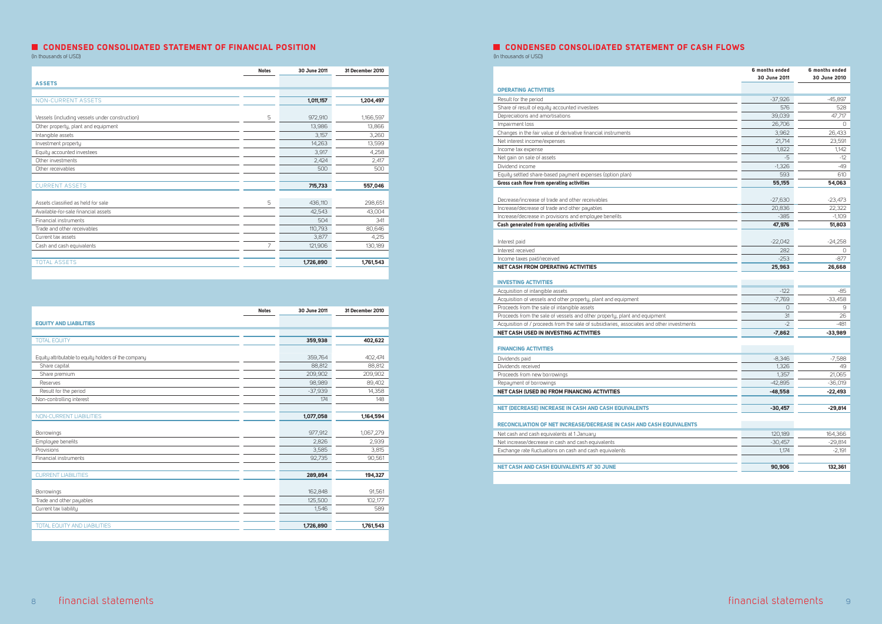## CONDENSED CONSOLIDATED STATEMENT OF FINANCIAL POSITION

(In thousands of USD)

| | Notes | 30 June 2011 | 31 December 2010 |
|---|---|---|---|
| **ASSETS** | | | |
| NON-CURRENT ASSETS | | **1,011,157** | **1,204,497** |
| Vessels (including vessels under construction) | 5 | 972,910 | 1,166,597 |
| Other property, plant and equipment | | 13,986 | 13,866 |
| Intangible assets | | 3,157 | 3,260 |
| Investment property | | 14,263 | 13,599 |
| Equity accounted investees | | 3,917 | 4,258 |
| Other investments | | 2,424 | 2,417 |
| Other receivables | | 500 | 500 |
| CURRENT ASSETS | | **715,733** | **557,046** |
| Assets classified as held for sale | 5 | 436,110 | 298,651 |
| Available-for-sale financial assets | | 42,543 | 43,004 |
| Financial instruments | | 504 | 341 |
| Trade and other receivables | | 110,793 | 80,646 |
| Current tax assets | | 3,877 | 4,215 |
| Cash and cash equivalents | 7 | 121,906 | 130,189 |
| TOTAL ASSETS | | **1,726,890** | **1,761,543** |

| | Notes | 30 June 2011 | 31 December 2010 |
|---|---|---|---|
| **EQUITY AND LIABILITIES** | | | |
| TOTAL EQUITY | | **359,938** | **402,622** |
| Equity attributable to equity holders of the company | | 359,764 | 402,474 |
| Share capital | | 88,812 | 88,812 |
| Share premium | | 209,902 | 209,902 |
| Reserves | | 98,989 | 89,402 |
| Result for the period | | -37,939 | 14,358 |
| Non-controlling interest | | 174 | 148 |
| NON-CURRENT LIABILITIES | | **1,077,058** | **1,164,594** |
| Borrowings | | 977,912 | 1,067,279 |
| Employee benefits | | 2,826 | 2,939 |
| Provisions | | 3,585 | 3,815 |
| Financial instruments | | 92,735 | 90,561 |
| CURRENT LIABILITIES | | **289,894** | **194,327** |
| Borrowings | | 162,848 | 91,561 |
| Trade and other payables | | 125,500 | 102,177 |
| Current tax liability | | 1,546 | 589 |
| TOTAL EQUITY AND LIABILITIES | | **1,726,890** | **1,761,543** |

## CONDENSED CONSOLIDATED STATEMENT OF CASH FLOWS

(In thousands of USD)

| | 6 months ended 30 June 2011 | 6 months ended 30 June 2010 |
|---|---|---|
| **OPERATING ACTIVITIES** | | |
| Result for the period | -37,926 | -45,897 |
| Share of result of equity accounted investees | 576 | 528 |
| Depreciations and amortisations | 39,039 | 47,717 |
| Impairment loss | 26,706 | 0 |
| Changes in the fair value of derivative financial instruments | 3,962 | 26,433 |
| Net interest income/expenses | 21,714 | 23,591 |
| Income tax expense | 1,822 | 1,142 |
| Net gain on sale of assets | -5 | -12 |
| Dividend income | -1,326 | -49 |
| Equity settled share-based payment expenses (option plan) | 593 | 610 |
| **Gross cash flow from operating activities** | **55,155** | **54,063** |
| Decrease/increase of trade and other receivables | -27,630 | -23,473 |
| Increase/decrease of trade and other payables | 20,836 | 22,322 |
| Increase/decrease in provisions and employee benefits | -385 | -1,109 |
| **Cash generated from operating activities** | **47,976** | **51,803** |
| Interest paid | -22,042 | -24,258 |
| Interest received | 282 | 0 |
| Income taxes paid/received | -253 | -877 |
| **NET CASH FROM OPERATING ACTIVITIES** | **25,963** | **26,668** |
| **INVESTING ACTIVITIES** | | |
| Acquisition of intangible assets | -122 | -85 |
| Acquisition of vessels and other property, plant and equipment | -7,769 | -33,458 |
| Proceeds from the sale of intangible assets | 0 | 9 |
| Proceeds from the sale of vessels and other property, plant and equipment | 31 | 26 |
| Acquisition of / proceeds from the sale of subsidiaries, associates and other investments | -2 | -481 |
| **NET CASH USED IN INVESTING ACTIVITIES** | **-7,862** | **-33,989** |
| **FINANCING ACTIVITIES** | | |
| Dividends paid | -8,346 | -7,588 |
| Dividends received | 1,326 | 49 |
| Proceeds from new borrowings | 1,357 | 21,065 |
| Repayment of borrowings | -42,895 | -36,019 |
| **NET CASH (USED IN) FROM FINANCING ACTIVITIES** | **-48,558** | **-22,493** |
| **NET (DECREASE) INCREASE IN CASH AND CASH EQUIVALENTS** | **-30,457** | **-29,814** |
| **RECONCILIATION OF NET INCREASE/DECREASE IN CASH AND CASH EQUIVALENTS** | | |
| Net cash and cash equivalents at 1 January | 120,189 | 164,366 |
| Net increase/decrease in cash and cash equivalents | -30,457 | -29,814 |
| Exchange rate fluctuations on cash and cash equivalents | 1,174 | -2,191 |
| **NET CASH AND CASH EQUIVALENTS AT 30 JUNE** | **90,906** | **132,361** |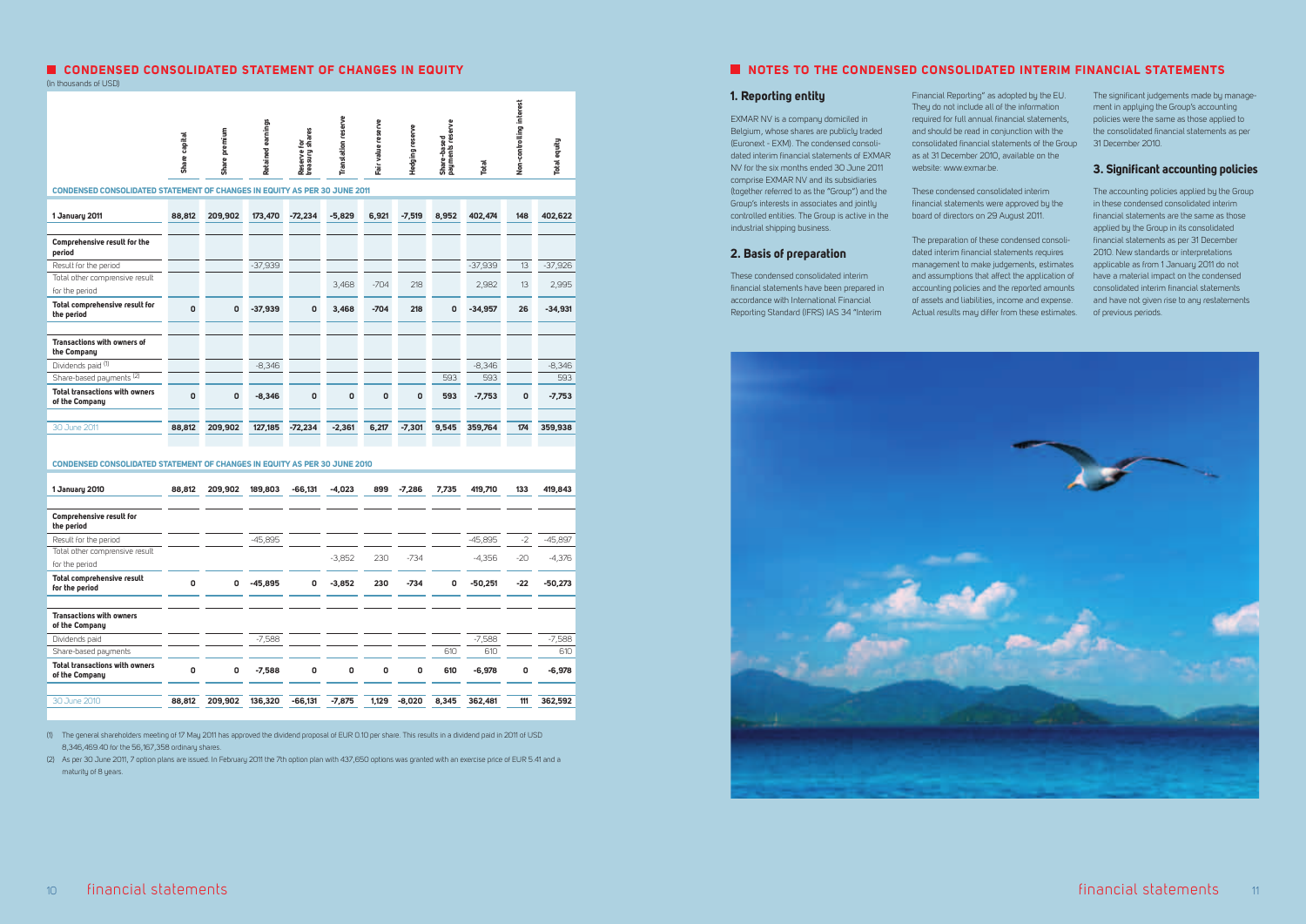## CONDENSED CONSOLIDATED STATEMENT OF CHANGES IN EQUITY

(In thousands of USD)

**CONDENSED CONSOLIDATED STATEMENT OF CHANGES IN EQUITY AS PER 30 JUNE 2011**

| | Share capital | Share premium | Retained earnings | Reserve for treasury shares | Translation reserve | Fair value reserve | Hedging reserve | Share-based payments reserve | Total | Non-controlling interest | Total equity |
|---|---|---|---|---|---|---|---|---|---|---|---|
| **1 January 2011** | 88,812 | 209,902 | 173,470 | -72,234 | -5,829 | 6,921 | -7,519 | 8,952 | 402,474 | 148 | 402,622 |
| **Comprehensive result for the period** | | | | | | | | | | | |
| Result for the period | | | -37,939 | | | | | | -37,939 | 13 | -37,926 |
| Total other comprensive result for the period | | | | | 3,468 | -704 | 218 | | 2,982 | 13 | 2,995 |
| **Total comprehensive result for the period** | 0 | 0 | -37,939 | 0 | 3,468 | -704 | 218 | 0 | -34,957 | 26 | -34,931 |
| **Transactions with owners of the Company** | | | | | | | | | | | |
| Dividends paid [1] | | | -8,346 | | | | | | -8,346 | | -8,346 |
| Share-based payments [2] | | | | | | | | 593 | 593 | | 593 |
| **Total transactions with owners of the Company** | 0 | 0 | -8,346 | 0 | 0 | 0 | 0 | 593 | -7,753 | 0 | -7,753 |
| 30 June 2011 | 88,812 | 209,902 | 127,185 | -72,234 | -2,361 | 6,217 | -7,301 | 9,545 | 359,764 | 174 | 359,938 |

**CONDENSED CONSOLIDATED STATEMENT OF CHANGES IN EQUITY AS PER 30 JUNE 2010**

| | Share capital | Share premium | Retained earnings | Reserve for treasury shares | Translation reserve | Fair value reserve | Hedging reserve | Share-based payments reserve | Total | Non-controlling interest | Total equity |
|---|---|---|---|---|---|---|---|---|---|---|---|
| **1 January 2010** | 88,812 | 209,902 | 189,803 | -66,131 | -4,023 | 899 | -7,286 | 7,735 | 419,710 | 133 | 419,843 |
| **Comprehensive result for the period** | | | | | | | | | | | |
| Result for the period | | | -45,895 | | | | | | -45,895 | -2 | -45,897 |
| Total other comprensive result for the period | | | | | -3,852 | 230 | -734 | | -4,356 | -20 | -4,376 |
| **Total comprehensive result for the period** | 0 | 0 | -45,895 | 0 | -3,852 | 230 | -734 | 0 | -50,251 | -22 | -50,273 |
| **Transactions with owners of the Company** | | | | | | | | | | | |
| Dividends paid | | | -7,588 | | | | | | -7,588 | | -7,588 |
| Share-based payments | | | | | | | | 610 | 610 | | 610 |
| **Total transactions with owners of the Company** | 0 | 0 | -7,588 | 0 | 0 | 0 | 0 | 610 | -6,978 | 0 | -6,978 |
| 30 June 2010 | 88,812 | 209,902 | 136,320 | -66,131 | -7,875 | 1,129 | -8,020 | 8,345 | 362,481 | 111 | 362,592 |

(1) The general shareholders meeting of 17 May 2011 has approved the dividend proposal of EUR 0.10 per share. This results in a dividend paid in 2011 of USD 8,346,469.40 for the 56,167,358 ordinary shares.

(2) As per 30 June 2011, 7 option plans are issued. In February 2011 the 7th option plan with 437,650 options was granted with an exercise price of EUR 5.41 and a maturity of 8 years.

## NOTES TO THE CONDENSED CONSOLIDATED INTERIM FINANCIAL STATEMENTS

### 1. Reporting entity

EXMAR NV is a company domiciled in Belgium, whose shares are publicly traded (Euronext - EXM). The condensed consolidated interim financial statements of EXMAR NV for the six months ended 30 June 2011 comprise EXMAR NV and its subsidiaries (together referred to as the "Group") and the Group's interests in associates and jointly controlled entities. The Group is active in the industrial shipping business.

### 2. Basis of preparation

These condensed consolidated interim financial statements have been prepared in accordance with International Financial Reporting Standard (IFRS) IAS 34 "Interim Financial Reporting" as adopted by the EU. They do not include all of the information required for full annual financial statements, and should be read in conjunction with the consolidated financial statements of the Group as at 31 December 2010, available on the website: www.exmar.be.

These condensed consolidated interim financial statements were approved by the board of directors on 29 August 2011.

The preparation of these condensed consolidated interim financial statements requires management to make judgements, estimates and assumptions that affect the application of accounting policies and the reported amounts of assets and liabilities, income and expense. Actual results may differ from these estimates.

The significant judgements made by management in applying the Group's accounting policies were the same as those applied to the consolidated financial statements as per 31 December 2010.

### 3. Significant accounting policies

The accounting policies applied by the Group in these condensed consolidated interim financial statements are the same as those applied by the Group in its consolidated financial statements as per 31 December 2010. New standards or interpretations applicable as from 1 January 2011 do not have a material impact on the condensed consolidated interim financial statements and have not given rise to any restatements of previous periods.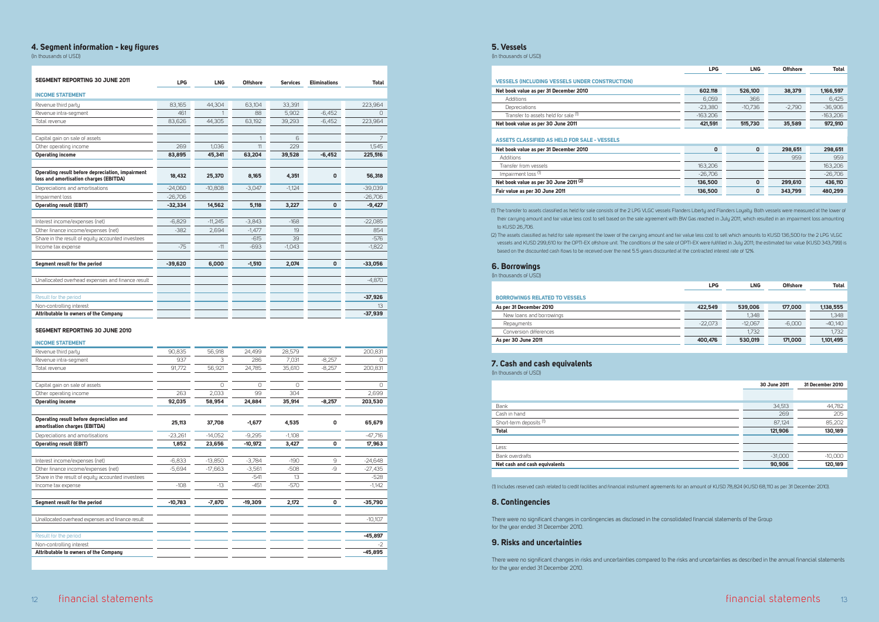## 4. Segment information - key figures

(In thousands of USD)

| SEGMENT REPORTING 30 JUNE 2011 | LPG | LNG | Offshore | Services | Eliminations | Total |
|---|---|---|---|---|---|---|
| **INCOME STATEMENT** | | | | | | |
| Revenue third party | 83,165 | 44,304 | 63,104 | 33,391 | | 223,964 |
| Revenue intra-segment | 461 | 1 | 88 | 5,902 | -6,452 | 0 |
| Total revenue | 83,626 | 44,305 | 63,192 | 39,293 | -6,452 | 223,964 |
| | | | | | | |
| Capital gain on sale of assets | | | 1 | 6 | | 7 |
| Other operating income | 269 | 1,036 | 11 | 229 | | 1,545 |
| **Operating income** | **83,895** | **45,341** | **63,204** | **39,528** | **-6,452** | **225,516** |
| | | | | | | |
| **Operating result before depreciation, impairment loss and amortisation charges (EBITDA)** | **18,432** | **25,370** | **8,165** | **4,351** | **0** | **56,318** |
| Depreciations and amortisations | -24,060 | -10,808 | -3,047 | -1,124 | | -39,039 |
| Impairment loss | -26,706 | | | | | -26,706 |
| **Operating result (EBIT)** | **-32,334** | **14,562** | **5,118** | **3,227** | **0** | **-9,427** |
| | | | | | | |
| Interest income/expenses (net) | -6,829 | -11,245 | -3,843 | -168 | | -22,085 |
| Other finance income/expenses (net) | -382 | 2,694 | -1,477 | 19 | | 854 |
| Share in the result of equity accounted investees | | | -615 | 39 | | -576 |
| Income tax expense | -75 | -11 | -693 | -1,043 | | -1,822 |
| | | | | | | |
| **Segment result for the period** | **-39,620** | **6,000** | **-1,510** | **2,074** | **0** | **-33,056** |
| | | | | | | |
| Unallocated overhead expenses and finance result | | | | | | -4,870 |
| | | | | | | |
| Result for the period | | | | | | **-37,926** |
| Non-controlling interest | | | | | | 13 |
| **Attributable to owners of the Company** | | | | | | **-37,939** |

| SEGMENT REPORTING 30 JUNE 2010 | LPG | LNG | Offshore | Services | Eliminations | Total |
|---|---|---|---|---|---|---|
| **INCOME STATEMENT** | | | | | | |
| Revenue third party | 90,835 | 56,918 | 24,499 | 28,579 | | 200,831 |
| Revenue intra-segment | 937 | 3 | 286 | 7,031 | -8,257 | 0 |
| Total revenue | 91,772 | 56,921 | 24,785 | 35,610 | -8,257 | 200,831 |
| | | | | | | |
| Capital gain on sale of assets | | 0 | 0 | 0 | | 0 |
| Other operating income | 263 | 2,033 | 99 | 304 | | 2,699 |
| **Operating income** | **92,035** | **58,954** | **24,884** | **35,914** | **-8,257** | **203,530** |
| | | | | | | |
| **Operating result before depreciation and amortisation charges (EBITDA)** | **25,113** | **37,708** | **-1,677** | **4,535** | **0** | **65,679** |
| Depreciations and amortisations | -23,261 | -14,052 | -9,295 | -1,108 | | -47,716 |
| **Operating result (EBIT)** | **1,852** | **23,656** | **-10,972** | **3,427** | **0** | **17,963** |
| | | | | | | |
| Interest income/expenses (net) | -6,833 | -13,850 | -3,784 | -190 | 9 | -24,648 |
| Other finance income/expenses (net) | -5,694 | -17,663 | -3,561 | -508 | -9 | -27,435 |
| Share in the result of equity accounted investees | | | -541 | 13 | | -528 |
| Income tax expense | -108 | -13 | -451 | -570 | | -1,142 |
| | | | | | | |
| **Segment result for the period** | **-10,783** | **-7,870** | **-19,309** | **2,172** | **0** | **-35,790** |
| | | | | | | |
| Unallocated overhead expenses and finance result | | | | | | -10,107 |
| | | | | | | |
| Result for the period | | | | | | **-45,897** |
| Non-controlling interest | | | | | | -2 |
| **Attributable to owners of the Company** | | | | | | **-45,895** |

## 5. Vessels

(In thousands of USD)

| | LPG | LNG | Offshore | Total |
|---|---|---|---|---|
| **VESSELS (INCLUDING VESSELS UNDER CONSTRUCTION)** | | | | |
| **Net book value as per 31 December 2010** | **602,118** | **526,100** | **38,379** | **1,166,597** |
| Additions | 6,059 | 366 | | 6,425 |
| Depreciations | -23,380 | -10,736 | -2,790 | -36,906 |
| Transfer to assets held for sale (1) | -163,206 | | | -163,206 |
| **Net book value as per 30 June 2011** | **421,591** | **515,730** | **35,589** | **972,910** |
| | | | | |
| **ASSETS CLASSIFIED AS HELD FOR SALE - VESSELS** | | | | |
| **Net book value as per 31 December 2010** | **0** | **0** | **298,651** | **298,651** |
| Additions | | | 959 | 959 |
| Transfer from vessels | 163,206 | | | 163,206 |
| Impairment loss (1) | -26,706 | | | -26,706 |
| **Net book value as per 30 June 2011 (2)** | **136,500** | **0** | **299,610** | **436,110** |
| **Fair value as per 30 June 2011** | **136,500** | **0** | **343,799** | **480,299** |

(1) The transfer to assets classified as held for sale consists of the 2 LPG VLGC vessels Flanders Liberty and Flanders Loyalty. Both vessels were measured at the lower of their carrying amount and fair value less cost to sell based on the sale agreement with BW Gas reached in July 2011, which resulted in an impairment loss amounting to KUSD 26,706.

(2) The assets classified as held for sale represent the lower of the carrying amount and fair value less cost to sell which amounts to KUSD 136,500 for the 2 LPG VLGC vessels and KUSD 299,610 for the OPTI-EX offshore unit. The conditions of the sale of OPTI-EX were fulfilled in July 2011; the estimated fair value (KUSD 343,799) is based on the discounted cash flows to be received over the next 5.5 years discounted at the contracted interest rate of 12%.

## 6. Borrowings

(In thousands of USD)

| | LPG | LNG | Offshore | Total |
|---|---|---|---|---|
| **BORROWINGS RELATED TO VESSELS** | | | | |
| **As per 31 December 2010** | **422,549** | **539,006** | **177,000** | **1,138,555** |
| New loans and borrowings | | 1,348 | | 1,348 |
| Repayments | -22,073 | -12,067 | -6,000 | -40,140 |
| Conversion differences | | 1,732 | | 1,732 |
| **As per 30 June 2011** | **400,476** | **530,019** | **171,000** | **1,101,495** |

## 7. Cash and cash equivalents

(In thousands of USD)

| | 30 June 2011 | 31 December 2010 |
|---|---|---|
| Bank | 34,513 | 44,782 |
| Cash in hand | 269 | 205 |
| Short-term deposits (1) | 87,124 | 85,202 |
| **Total** | **121,906** | **130,189** |
| | | |
| Less: | | |
| Bank overdrafts | -31,000 | -10,000 |
| **Net cash and cash equivalents** | **90,906** | **120,189** |

(1) Includes reserved cash related to credit facilities and financial instrument agreements for an amount of KUSD 78,824 (KUSD 68,110 as per 31 December 2010).

## 8. Contingencies

There were no significant changes in contingencies as disclosed in the consolidated financial statements of the Group for the year ended 31 December 2010.

## 9. Risks and uncertainties

There were no significant changes in risks and uncertainties compared to the risks and uncertainties as described in the annual financial statements for the year ended 31 December 2010.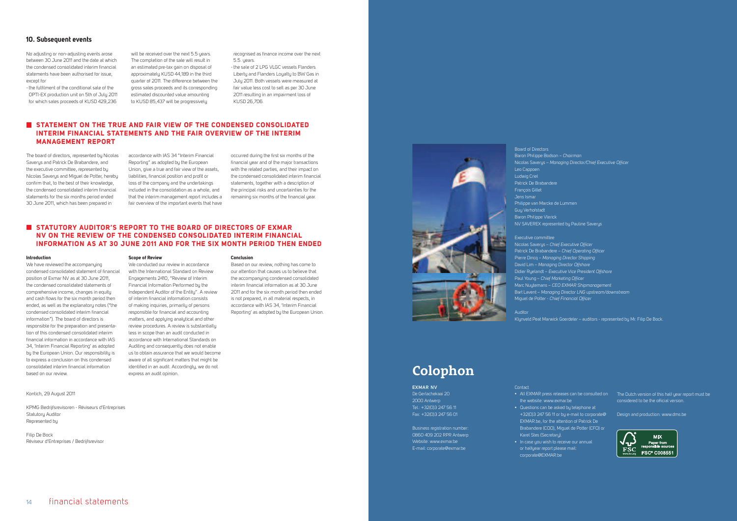### 10. Subsequent events

No adjusting or non-adjusting events arose between 30 June 2011 and the date at which the condensed consolidated interim financial statements have been authorised for issue, except for

- the fulfilment of the conditional sale of the OPTI-EX production unit on 5th of July 2011 for which sales proceeds of KUSD 429,236 will be received over the next 5.5 years. The completion of the sale will result in an estimated pre-tax gain on disposal of approximately KUSD 44,189 in the third quarter of 2011. The difference between the gross sales proceeds and its corresponding estimated discounted value amounting to KUSD 85,437 will be progressively recognised as finance income over the next 5.5. years.
- the sale of 2 LPG VLGC vessels Flanders Liberty and Flanders Loyalty to BW Gas in July 2011. Both vessels were measured at fair value less cost to sell as per 30 June 2011 resulting in an impairment loss of KUSD 26,706.

## STATEMENT ON THE TRUE AND FAIR VIEW OF THE CONDENSED CONSOLIDATED INTERIM FINANCIAL STATEMENTS AND THE FAIR OVERVIEW OF THE INTERIM MANAGEMENT REPORT

The board of directors, represented by Nicolas Saverys and Patrick De Brabandere, and the executive committee, represented by Nicolas Saverys and Miguel de Potter, hereby confirm that, to the best of their knowledge, the condensed consolidated interim financial statements for the six months period ended 30 June 2011, which has been prepared in accordance with IAS 34 "Interim Financial Reporting" as adopted by the European Union, give a true and fair view of the assets, liabilities, financial position and profit or loss of the company and the undertakings included in the consolidation as a whole, and that the interim management report includes a fair overview of the important events that have occurred during the first six months of the financial year and of the major transactions with the related parties, and their impact on the condensed consolidated interim financial statements, together with a description of the principal risks and uncertainties for the remaining six months of the financial year.

## STATUTORY AUDITOR'S REPORT TO THE BOARD OF DIRECTORS OF EXMAR NV ON THE REVIEW OF THE CONDENSED CONSOLIDATED INTERIM FINANCIAL INFORMATION AS AT 30 JUNE 2011 AND FOR THE SIX MONTH PERIOD THEN ENDED

**Introduction**

We have reviewed the accompanying condensed consolidated statement of financial position of Exmar NV as at 30 June 2011, the condensed consolidated statements of comprehensive income, changes in equity and cash flows for the six month period then ended, as well as the explanatory notes ("the condensed consolidated interim financial information"). The board of directors is responsible for the preparation and presentation of this condensed consolidated interim financial information in accordance with IAS 34, 'Interim Financial Reporting' as adopted by the European Union. Our responsibility is to express a conclusion on this condensed consolidated interim financial information based on our review.

**Scope of Review**

We conducted our review in accordance with the International Standard on Review Engagements 2410, "Review of Interim Financial Information Performed by the Independent Auditor of the Entity". A review of interim financial information consists of making inquiries, primarily of persons responsible for financial and accounting matters, and applying analytical and other review procedures. A review is substantially less in scope than an audit conducted in accordance with International Standards on Auditing and consequently does not enable us to obtain assurance that we would become aware of all significant matters that might be identified in an audit. Accordingly, we do not express an audit opinion.

**Conclusion**

Based on our review, nothing has come to our attention that causes us to believe that the accompanying condensed consolidated interim financial information as at 30 June 2011 and for the six month period then ended is not prepared, in all material respects, in accordance with IAS 34, 'Interim Financial Reporting' as adopted by the European Union.

Kontich, 29 August 2011

KPMG Bedrijfsrevisoren - Réviseurs d'Entreprises
Statutory Auditor
Represented by

Filip De Bock
Réviseur d'Entreprises / Bedrijfsrevisor

Board of Directors
Baron Philippe Bodson – *Chairman*
Nicolas Saverys – *Managing Director/Chief Executive Officer*
Leo Cappoen
Ludwig Criel
Patrick De Brabandere
François Gillet
Jens Ismar
Philippe van Marcke de Lummen
Guy Verhofstadt
Baron Philippe Vlerick
NV SAVEREX represented by Pauline Saverys

Executive committee
Nicolas Saverys – *Chief Executive Officer*
Patrick De Brabandere – *Chief Operating Officer*
Pierre Dincq – *Managing Director Shipping*
David Lim – *Managing Director Offshore*
Didier Ryelandt – *Executive Vice President Offshore*
Paul Young – *Chief Marketing Officer*
Marc Nuytemans – *CEO EXMAR Shipmanagement*
Bart Lavent – *Managing Director LNG upstream/downstream*
Miguel de Potter - *Chief Financial Officer*

Auditor
Klynveld Peat Marwick Goerdeler – auditors - represented by Mr. Filip De Bock.

# Colophon

**EXMAR NV**
De Gerlachekaai 20
2000 Antwerp
Tel.: +32(0)3 247 56 11
Fax: +32(0)3 247 56 01

Business registration number:
0860 409 202 RPR Antwerp
Website: www.exmar.be
E-mail: corporate@exmar.be

Contact
- All EXMAR press releases can be consulted on the website: www.exmar.be
- Questions can be asked by telephone at +32(0)3 247 56 11 or by e-mail to corporate@EXMAR.be, for the attention of Patrick De Brabandere (COO), Miguel de Potter (CFO) or Karel Stes (Secretary).
- In case you wish to receive our annual or halfyear report please mail: corporate@EXMAR.be

The Dutch version of this half year report must be considered to be the official version.

Design and production: www.dms.be

MIX
Paper from responsible sources
FSC® C008551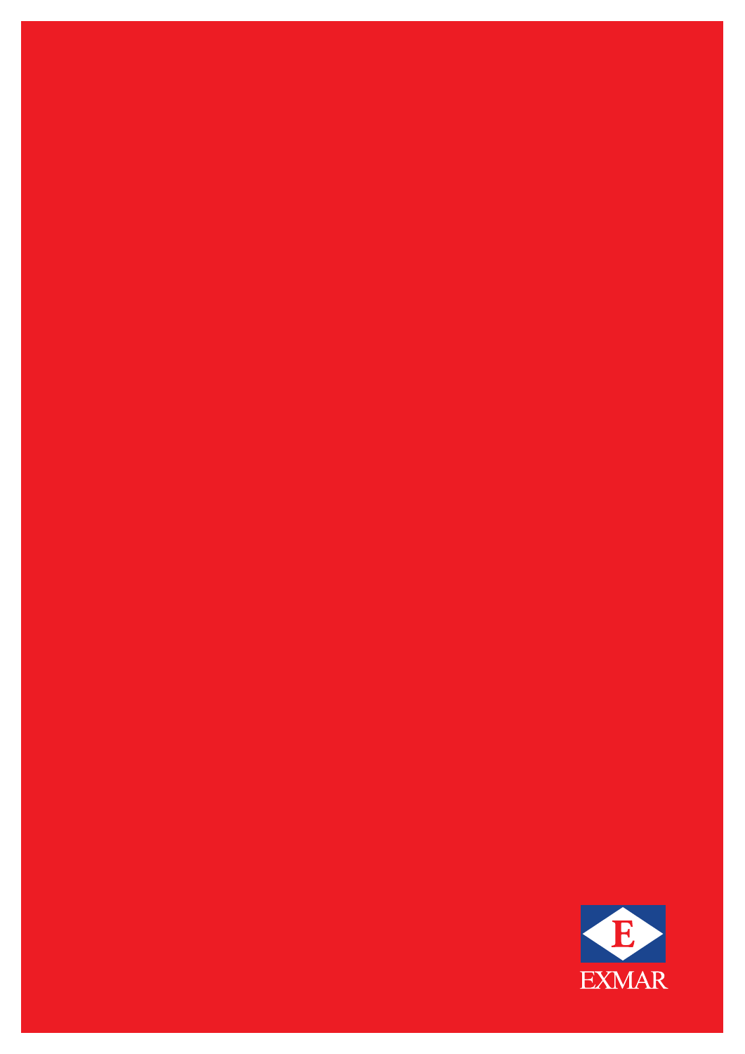E

EXMAR